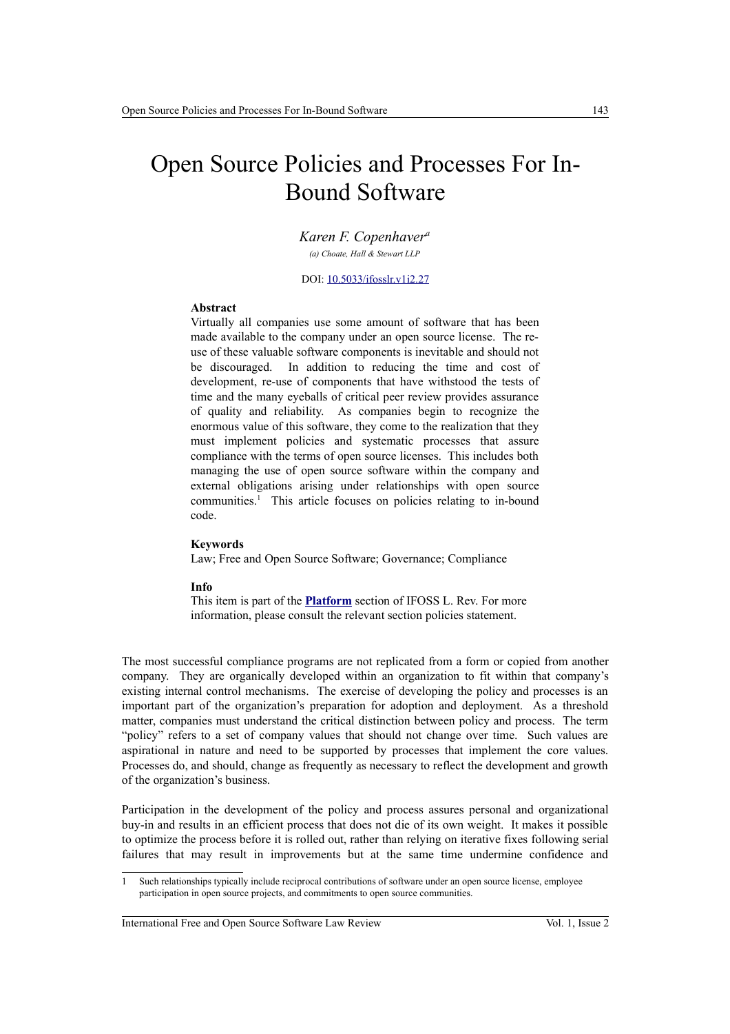# Open Source Policies and Processes For In-Bound Software

*Karen F. Copenhaver*[a]

*(a) Choate, Hall & Stewart LLP*

DOI: [10.5033/ifosslr.v1i2.27](10.5033/ifosslr.v1i2.27)

### Abstract

Virtually all companies use some amount of software that has been made available to the company under an open source license. The re-use of these valuable software components is inevitable and should not be discouraged. In addition to reducing the time and cost of development, re-use of components that have withstood the tests of time and the many eyeballs of critical peer review provides assurance of quality and reliability. As companies begin to recognize the enormous value of this software, they come to the realization that they must implement policies and systematic processes that assure compliance with the terms of open source licenses. This includes both managing the use of open source software within the company and external obligations arising under relationships with open source communities.[1] This article focuses on policies relating to in-bound code.

### Keywords

Law; Free and Open Source Software; Governance; Compliance

### Info

This item is part of the **Platform** section of IFOSS L. Rev. For more information, please consult the relevant section policies statement.

The most successful compliance programs are not replicated from a form or copied from another company. They are organically developed within an organization to fit within that company's existing internal control mechanisms. The exercise of developing the policy and processes is an important part of the organization's preparation for adoption and deployment. As a threshold matter, companies must understand the critical distinction between policy and process. The term "policy" refers to a set of company values that should not change over time. Such values are aspirational in nature and need to be supported by processes that implement the core values. Processes do, and should, change as frequently as necessary to reflect the development and growth of the organization's business.

Participation in the development of the policy and process assures personal and organizational buy-in and results in an efficient process that does not die of its own weight. It makes it possible to optimize the process before it is rolled out, rather than relying on iterative fixes following serial failures that may result in improvements but at the same time undermine confidence and

---

1 Such relationships typically include reciprocal contributions of software under an open source license, employee participation in open source projects, and commitments to open source communities.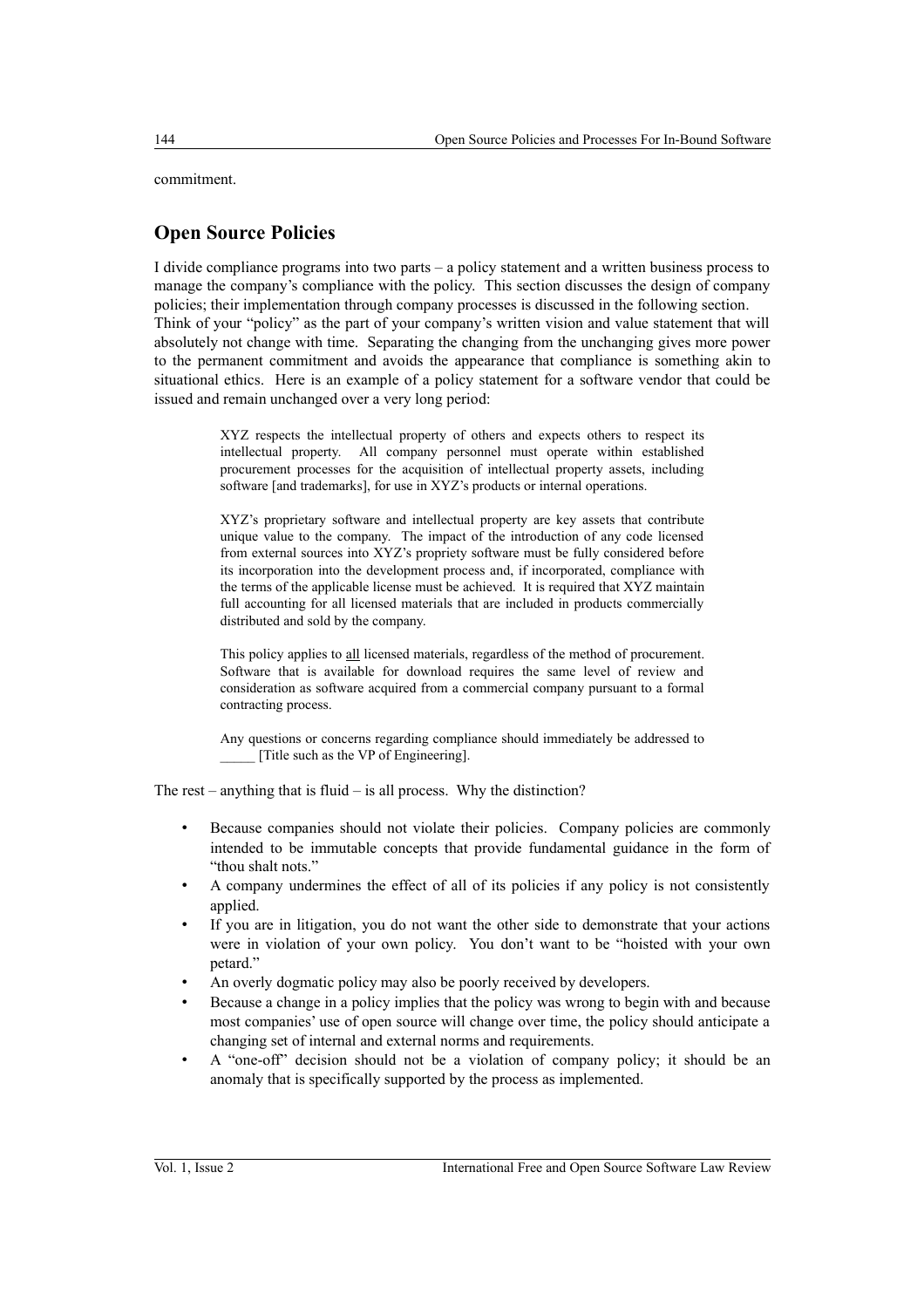commitment.

## Open Source Policies

I divide compliance programs into two parts – a policy statement and a written business process to manage the company's compliance with the policy. This section discusses the design of company policies; their implementation through company processes is discussed in the following section. Think of your "policy" as the part of your company's written vision and value statement that will absolutely not change with time. Separating the changing from the unchanging gives more power to the permanent commitment and avoids the appearance that compliance is something akin to situational ethics. Here is an example of a policy statement for a software vendor that could be issued and remain unchanged over a very long period:

> XYZ respects the intellectual property of others and expects others to respect its intellectual property. All company personnel must operate within established procurement processes for the acquisition of intellectual property assets, including software [and trademarks], for use in XYZ's products or internal operations.
>
> XYZ's proprietary software and intellectual property are key assets that contribute unique value to the company. The impact of the introduction of any code licensed from external sources into XYZ's propriety software must be fully considered before its incorporation into the development process and, if incorporated, compliance with the terms of the applicable license must be achieved. It is required that XYZ maintain full accounting for all licensed materials that are included in products commercially distributed and sold by the company.
>
> This policy applies to <u>all</u> licensed materials, regardless of the method of procurement. Software that is available for download requires the same level of review and consideration as software acquired from a commercial company pursuant to a formal contracting process.
>
> Any questions or concerns regarding compliance should immediately be addressed to _____ [Title such as the VP of Engineering].

The rest – anything that is fluid – is all process. Why the distinction?

- Because companies should not violate their policies. Company policies are commonly intended to be immutable concepts that provide fundamental guidance in the form of "thou shalt nots."
- A company undermines the effect of all of its policies if any policy is not consistently applied.
- If you are in litigation, you do not want the other side to demonstrate that your actions were in violation of your own policy. You don't want to be "hoisted with your own petard."
- An overly dogmatic policy may also be poorly received by developers.
- Because a change in a policy implies that the policy was wrong to begin with and because most companies' use of open source will change over time, the policy should anticipate a changing set of internal and external norms and requirements.
- A "one-off" decision should not be a violation of company policy; it should be an anomaly that is specifically supported by the process as implemented.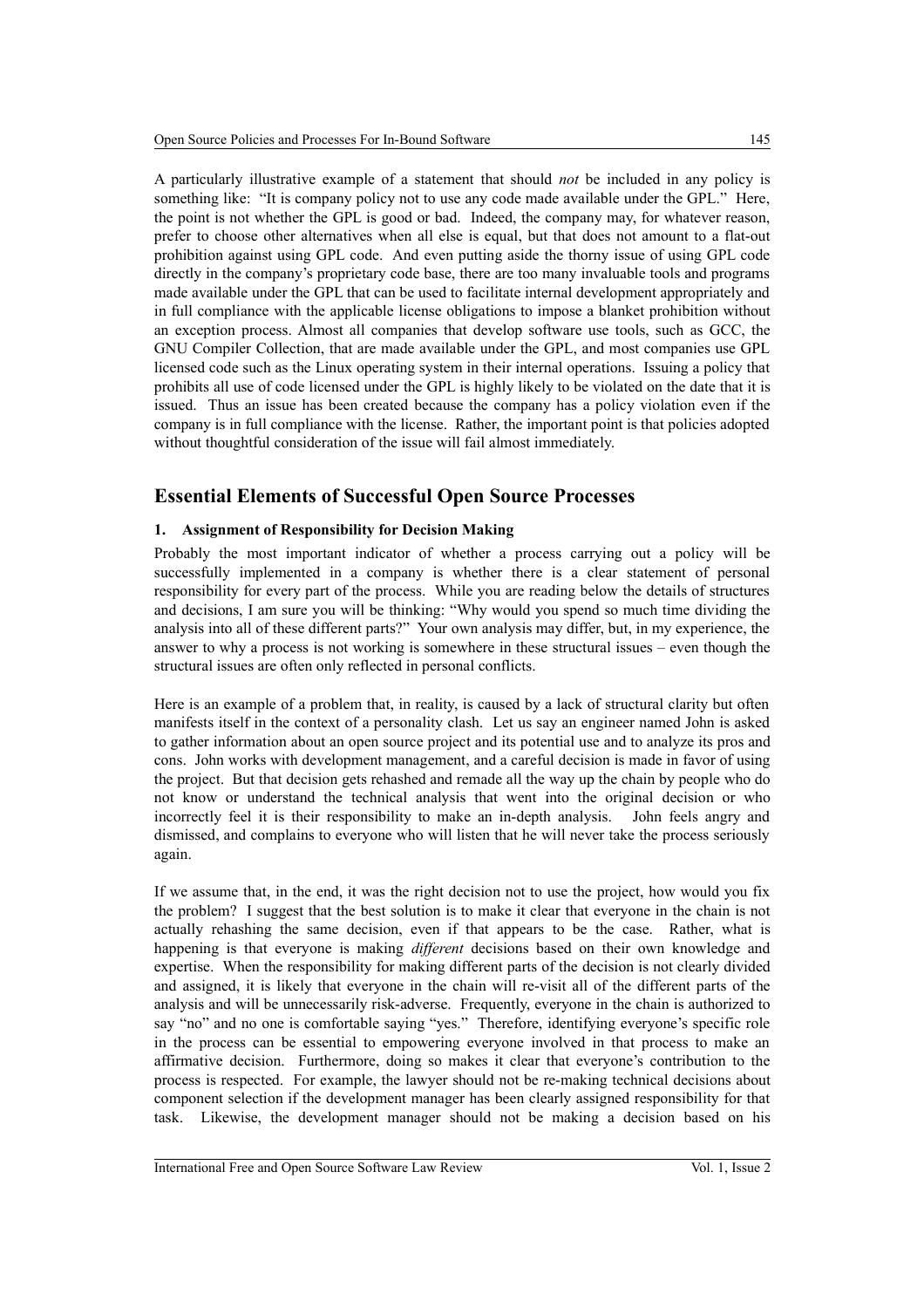A particularly illustrative example of a statement that should *not* be included in any policy is something like: "It is company policy not to use any code made available under the GPL." Here, the point is not whether the GPL is good or bad. Indeed, the company may, for whatever reason, prefer to choose other alternatives when all else is equal, but that does not amount to a flat-out prohibition against using GPL code. And even putting aside the thorny issue of using GPL code directly in the company's proprietary code base, there are too many invaluable tools and programs made available under the GPL that can be used to facilitate internal development appropriately and in full compliance with the applicable license obligations to impose a blanket prohibition without an exception process. Almost all companies that develop software use tools, such as GCC, the GNU Compiler Collection, that are made available under the GPL, and most companies use GPL licensed code such as the Linux operating system in their internal operations. Issuing a policy that prohibits all use of code licensed under the GPL is highly likely to be violated on the date that it is issued. Thus an issue has been created because the company has a policy violation even if the company is in full compliance with the license. Rather, the important point is that policies adopted without thoughtful consideration of the issue will fail almost immediately.

## Essential Elements of Successful Open Source Processes

### 1. Assignment of Responsibility for Decision Making

Probably the most important indicator of whether a process carrying out a policy will be successfully implemented in a company is whether there is a clear statement of personal responsibility for every part of the process. While you are reading below the details of structures and decisions, I am sure you will be thinking: "Why would you spend so much time dividing the analysis into all of these different parts?" Your own analysis may differ, but, in my experience, the answer to why a process is not working is somewhere in these structural issues – even though the structural issues are often only reflected in personal conflicts.

Here is an example of a problem that, in reality, is caused by a lack of structural clarity but often manifests itself in the context of a personality clash. Let us say an engineer named John is asked to gather information about an open source project and its potential use and to analyze its pros and cons. John works with development management, and a careful decision is made in favor of using the project. But that decision gets rehashed and remade all the way up the chain by people who do not know or understand the technical analysis that went into the original decision or who incorrectly feel it is their responsibility to make an in-depth analysis. John feels angry and dismissed, and complains to everyone who will listen that he will never take the process seriously again.

If we assume that, in the end, it was the right decision not to use the project, how would you fix the problem? I suggest that the best solution is to make it clear that everyone in the chain is not actually rehashing the same decision, even if that appears to be the case. Rather, what is happening is that everyone is making *different* decisions based on their own knowledge and expertise. When the responsibility for making different parts of the decision is not clearly divided and assigned, it is likely that everyone in the chain will re-visit all of the different parts of the analysis and will be unnecessarily risk-adverse. Frequently, everyone in the chain is authorized to say "no" and no one is comfortable saying "yes." Therefore, identifying everyone's specific role in the process can be essential to empowering everyone involved in that process to make an affirmative decision. Furthermore, doing so makes it clear that everyone's contribution to the process is respected. For example, the lawyer should not be re-making technical decisions about component selection if the development manager has been clearly assigned responsibility for that task. Likewise, the development manager should not be making a decision based on his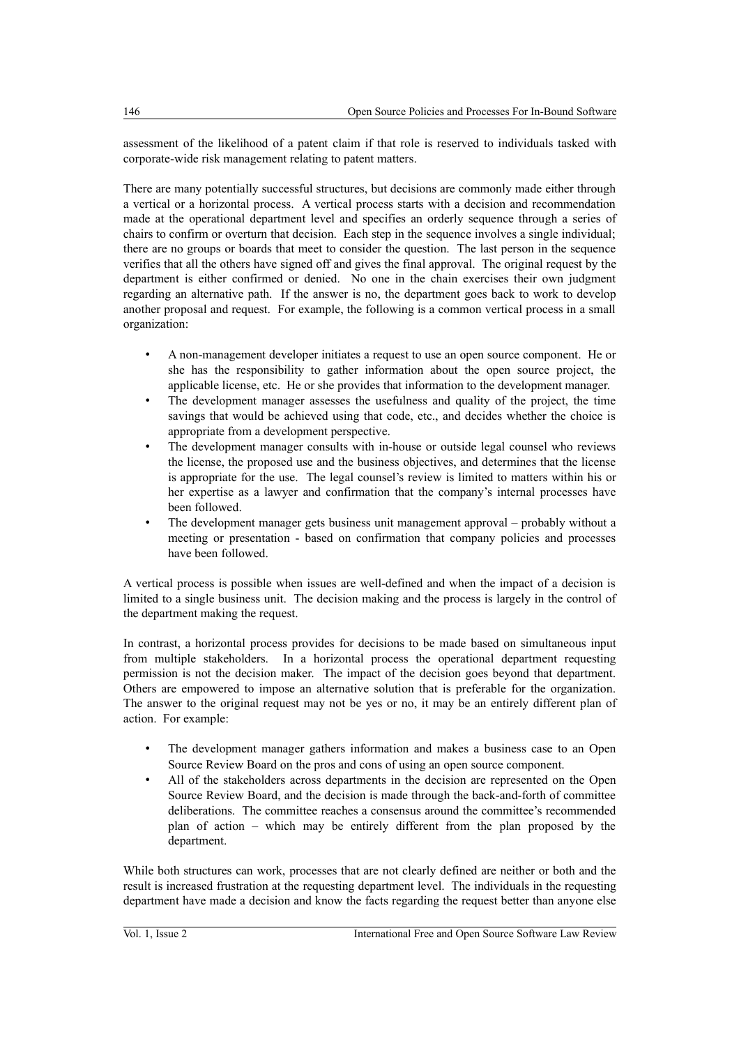assessment of the likelihood of a patent claim if that role is reserved to individuals tasked with corporate-wide risk management relating to patent matters.

There are many potentially successful structures, but decisions are commonly made either through a vertical or a horizontal process. A vertical process starts with a decision and recommendation made at the operational department level and specifies an orderly sequence through a series of chairs to confirm or overturn that decision. Each step in the sequence involves a single individual; there are no groups or boards that meet to consider the question. The last person in the sequence verifies that all the others have signed off and gives the final approval. The original request by the department is either confirmed or denied. No one in the chain exercises their own judgment regarding an alternative path. If the answer is no, the department goes back to work to develop another proposal and request. For example, the following is a common vertical process in a small organization:

- A non-management developer initiates a request to use an open source component. He or she has the responsibility to gather information about the open source project, the applicable license, etc. He or she provides that information to the development manager.
- The development manager assesses the usefulness and quality of the project, the time savings that would be achieved using that code, etc., and decides whether the choice is appropriate from a development perspective.
- The development manager consults with in-house or outside legal counsel who reviews the license, the proposed use and the business objectives, and determines that the license is appropriate for the use. The legal counsel's review is limited to matters within his or her expertise as a lawyer and confirmation that the company's internal processes have been followed.
- The development manager gets business unit management approval – probably without a meeting or presentation - based on confirmation that company policies and processes have been followed.

A vertical process is possible when issues are well-defined and when the impact of a decision is limited to a single business unit. The decision making and the process is largely in the control of the department making the request.

In contrast, a horizontal process provides for decisions to be made based on simultaneous input from multiple stakeholders. In a horizontal process the operational department requesting permission is not the decision maker. The impact of the decision goes beyond that department. Others are empowered to impose an alternative solution that is preferable for the organization. The answer to the original request may not be yes or no, it may be an entirely different plan of action. For example:

- The development manager gathers information and makes a business case to an Open Source Review Board on the pros and cons of using an open source component.
- All of the stakeholders across departments in the decision are represented on the Open Source Review Board, and the decision is made through the back-and-forth of committee deliberations. The committee reaches a consensus around the committee's recommended plan of action – which may be entirely different from the plan proposed by the department.

While both structures can work, processes that are not clearly defined are neither or both and the result is increased frustration at the requesting department level. The individuals in the requesting department have made a decision and know the facts regarding the request better than anyone else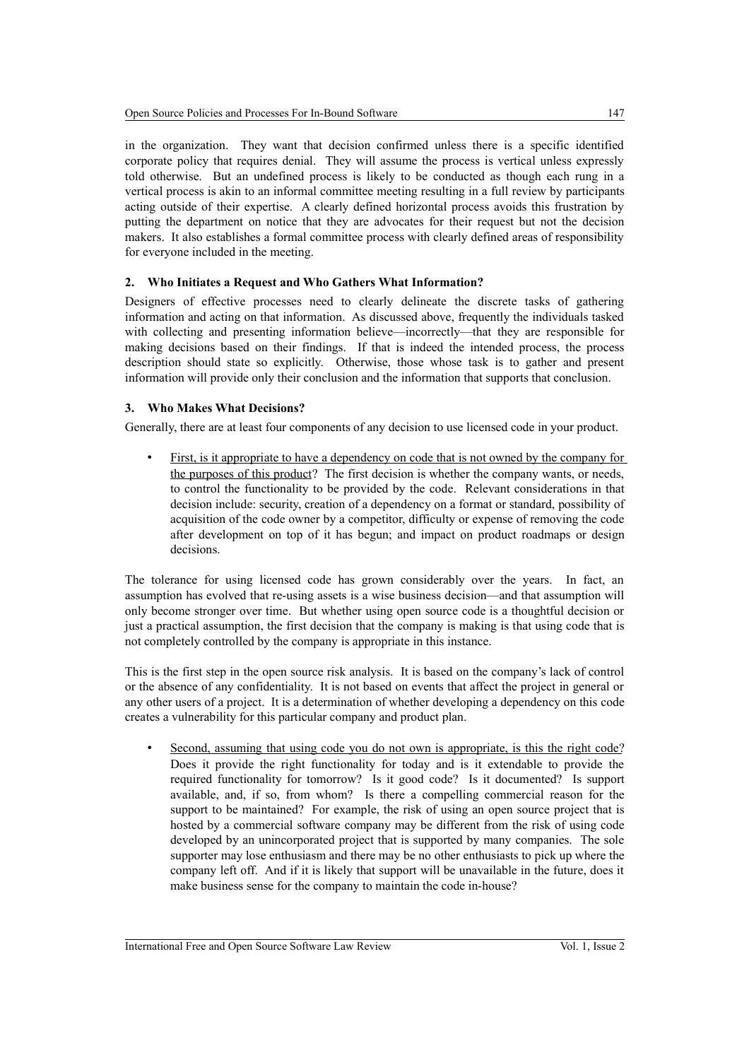in the organization. They want that decision confirmed unless there is a specific identified corporate policy that requires denial. They will assume the process is vertical unless expressly told otherwise. But an undefined process is likely to be conducted as though each rung in a vertical process is akin to an informal committee meeting resulting in a full review by participants acting outside of their expertise. A clearly defined horizontal process avoids this frustration by putting the department on notice that they are advocates for their request but not the decision makers. It also establishes a formal committee process with clearly defined areas of responsibility for everyone included in the meeting.

### 2. Who Initiates a Request and Who Gathers What Information?

Designers of effective processes need to clearly delineate the discrete tasks of gathering information and acting on that information. As discussed above, frequently the individuals tasked with collecting and presenting information believe—incorrectly—that they are responsible for making decisions based on their findings. If that is indeed the intended process, the process description should state so explicitly. Otherwise, those whose task is to gather and present information will provide only their conclusion and the information that supports that conclusion.

### 3. Who Makes What Decisions?

Generally, there are at least four components of any decision to use licensed code in your product.

- <u>First, is it appropriate to have a dependency on code that is not owned by the company for the purposes of this product</u>? The first decision is whether the company wants, or needs, to control the functionality to be provided by the code. Relevant considerations in that decision include: security, creation of a dependency on a format or standard, possibility of acquisition of the code owner by a competitor, difficulty or expense of removing the code after development on top of it has begun; and impact on product roadmaps or design decisions.

The tolerance for using licensed code has grown considerably over the years. In fact, an assumption has evolved that re-using assets is a wise business decision—and that assumption will only become stronger over time. But whether using open source code is a thoughtful decision or just a practical assumption, the first decision that the company is making is that using code that is not completely controlled by the company is appropriate in this instance.

This is the first step in the open source risk analysis. It is based on the company's lack of control or the absence of any confidentiality. It is not based on events that affect the project in general or any other users of a project. It is a determination of whether developing a dependency on this code creates a vulnerability for this particular company and product plan.

- <u>Second, assuming that using code you do not own is appropriate, is this the right code</u>? Does it provide the right functionality for today and is it extendable to provide the required functionality for tomorrow? Is it good code? Is it documented? Is support available, and, if so, from whom? Is there a compelling commercial reason for the support to be maintained? For example, the risk of using an open source project that is hosted by a commercial software company may be different from the risk of using code developed by an unincorporated project that is supported by many companies. The sole supporter may lose enthusiasm and there may be no other enthusiasts to pick up where the company left off. And if it is likely that support will be unavailable in the future, does it make business sense for the company to maintain the code in-house?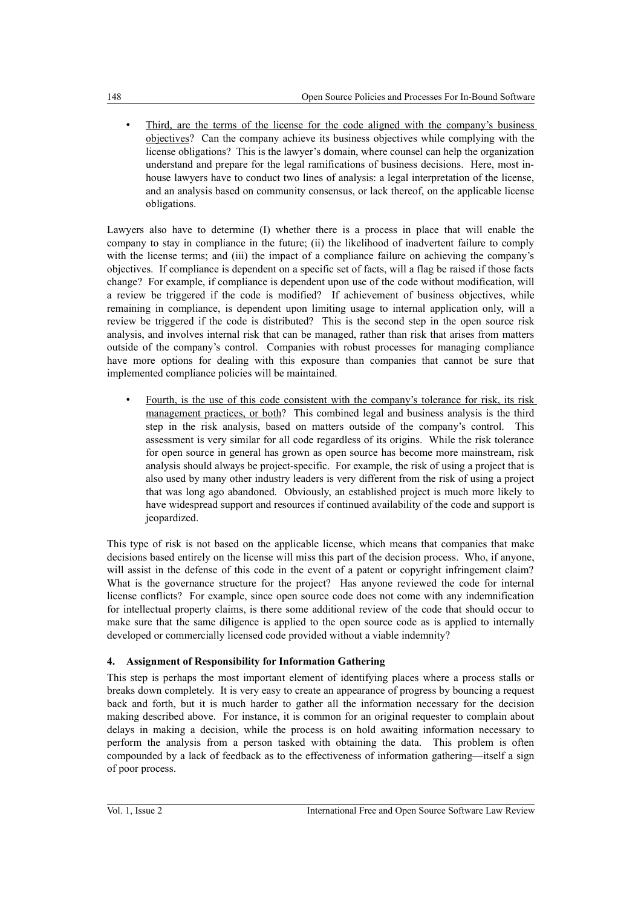- Third, are the terms of the license for the code aligned with the company's business objectives? Can the company achieve its business objectives while complying with the license obligations? This is the lawyer's domain, where counsel can help the organization understand and prepare for the legal ramifications of business decisions. Here, most in-house lawyers have to conduct two lines of analysis: a legal interpretation of the license, and an analysis based on community consensus, or lack thereof, on the applicable license obligations.

Lawyers also have to determine (I) whether there is a process in place that will enable the company to stay in compliance in the future; (ii) the likelihood of inadvertent failure to comply with the license terms; and (iii) the impact of a compliance failure on achieving the company's objectives. If compliance is dependent on a specific set of facts, will a flag be raised if those facts change? For example, if compliance is dependent upon use of the code without modification, will a review be triggered if the code is modified? If achievement of business objectives, while remaining in compliance, is dependent upon limiting usage to internal application only, will a review be triggered if the code is distributed? This is the second step in the open source risk analysis, and involves internal risk that can be managed, rather than risk that arises from matters outside of the company's control. Companies with robust processes for managing compliance have more options for dealing with this exposure than companies that cannot be sure that implemented compliance policies will be maintained.

- Fourth, is the use of this code consistent with the company's tolerance for risk, its risk management practices, or both? This combined legal and business analysis is the third step in the risk analysis, based on matters outside of the company's control. This assessment is very similar for all code regardless of its origins. While the risk tolerance for open source in general has grown as open source has become more mainstream, risk analysis should always be project-specific. For example, the risk of using a project that is also used by many other industry leaders is very different from the risk of using a project that was long ago abandoned. Obviously, an established project is much more likely to have widespread support and resources if continued availability of the code and support is jeopardized.

This type of risk is not based on the applicable license, which means that companies that make decisions based entirely on the license will miss this part of the decision process. Who, if anyone, will assist in the defense of this code in the event of a patent or copyright infringement claim? What is the governance structure for the project? Has anyone reviewed the code for internal license conflicts? For example, since open source code does not come with any indemnification for intellectual property claims, is there some additional review of the code that should occur to make sure that the same diligence is applied to the open source code as is applied to internally developed or commercially licensed code provided without a viable indemnity?

### 4. Assignment of Responsibility for Information Gathering

This step is perhaps the most important element of identifying places where a process stalls or breaks down completely. It is very easy to create an appearance of progress by bouncing a request back and forth, but it is much harder to gather all the information necessary for the decision making described above. For instance, it is common for an original requester to complain about delays in making a decision, while the process is on hold awaiting information necessary to perform the analysis from a person tasked with obtaining the data. This problem is often compounded by a lack of feedback as to the effectiveness of information gathering—itself a sign of poor process.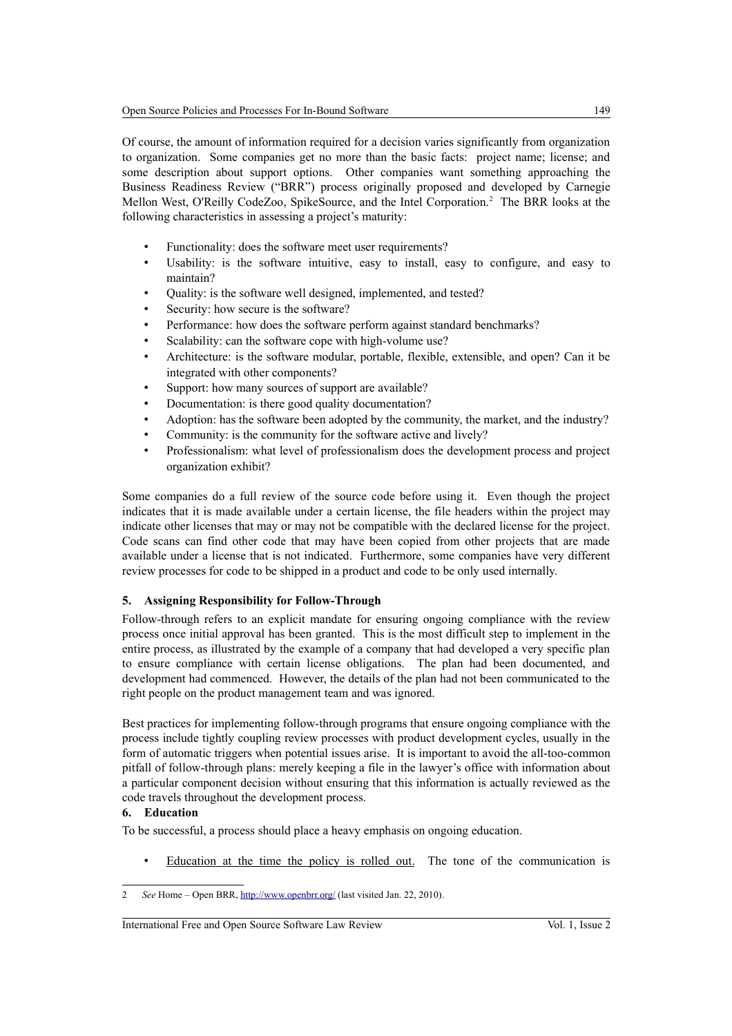Of course, the amount of information required for a decision varies significantly from organization to organization. Some companies get no more than the basic facts: project name; license; and some description about support options. Other companies want something approaching the Business Readiness Review ("BRR") process originally proposed and developed by Carnegie Mellon West, O'Reilly CodeZoo, SpikeSource, and the Intel Corporation.[2] The BRR looks at the following characteristics in assessing a project's maturity:

- Functionality: does the software meet user requirements?
- Usability: is the software intuitive, easy to install, easy to configure, and easy to maintain?
- Quality: is the software well designed, implemented, and tested?
- Security: how secure is the software?
- Performance: how does the software perform against standard benchmarks?
- Scalability: can the software cope with high-volume use?
- Architecture: is the software modular, portable, flexible, extensible, and open? Can it be integrated with other components?
- Support: how many sources of support are available?
- Documentation: is there good quality documentation?
- Adoption: has the software been adopted by the community, the market, and the industry?
- Community: is the community for the software active and lively?
- Professionalism: what level of professionalism does the development process and project organization exhibit?

Some companies do a full review of the source code before using it. Even though the project indicates that it is made available under a certain license, the file headers within the project may indicate other licenses that may or may not be compatible with the declared license for the project. Code scans can find other code that may have been copied from other projects that are made available under a license that is not indicated. Furthermore, some companies have very different review processes for code to be shipped in a product and code to be only used internally.

### 5. Assigning Responsibility for Follow-Through

Follow-through refers to an explicit mandate for ensuring ongoing compliance with the review process once initial approval has been granted. This is the most difficult step to implement in the entire process, as illustrated by the example of a company that had developed a very specific plan to ensure compliance with certain license obligations. The plan had been documented, and development had commenced. However, the details of the plan had not been communicated to the right people on the product management team and was ignored.

Best practices for implementing follow-through programs that ensure ongoing compliance with the process include tightly coupling review processes with product development cycles, usually in the form of automatic triggers when potential issues arise. It is important to avoid the all-too-common pitfall of follow-through plans: merely keeping a file in the lawyer's office with information about a particular component decision without ensuring that this information is actually reviewed as the code travels throughout the development process.

### 6. Education

To be successful, a process should place a heavy emphasis on ongoing education.

- Education at the time the policy is rolled out. The tone of the communication is

---

2 *See* Home – Open BRR, http://www.openbrr.org/ (last visited Jan. 22, 2010).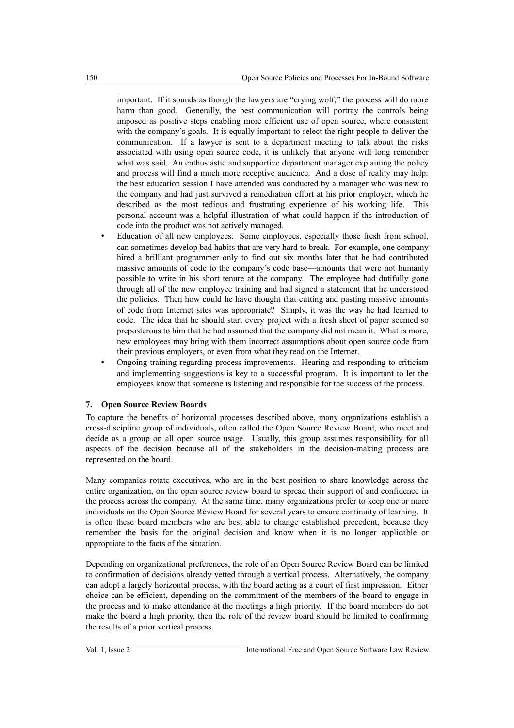important. If it sounds as though the lawyers are "crying wolf," the process will do more harm than good. Generally, the best communication will portray the controls being imposed as positive steps enabling more efficient use of open source, where consistent with the company's goals. It is equally important to select the right people to deliver the communication. If a lawyer is sent to a department meeting to talk about the risks associated with using open source code, it is unlikely that anyone will long remember what was said. An enthusiastic and supportive department manager explaining the policy and process will find a much more receptive audience. And a dose of reality may help: the best education session I have attended was conducted by a manager who was new to the company and had just survived a remediation effort at his prior employer, which he described as the most tedious and frustrating experience of his working life. This personal account was a helpful illustration of what could happen if the introduction of code into the product was not actively managed.

- Education of all new employees. Some employees, especially those fresh from school, can sometimes develop bad habits that are very hard to break. For example, one company hired a brilliant programmer only to find out six months later that he had contributed massive amounts of code to the company's code base—amounts that were not humanly possible to write in his short tenure at the company. The employee had dutifully gone through all of the new employee training and had signed a statement that he understood the policies. Then how could he have thought that cutting and pasting massive amounts of code from Internet sites was appropriate? Simply, it was the way he had learned to code. The idea that he should start every project with a fresh sheet of paper seemed so preposterous to him that he had assumed that the company did not mean it. What is more, new employees may bring with them incorrect assumptions about open source code from their previous employers, or even from what they read on the Internet.
- Ongoing training regarding process improvements. Hearing and responding to criticism and implementing suggestions is key to a successful program. It is important to let the employees know that someone is listening and responsible for the success of the process.

## 7. Open Source Review Boards

To capture the benefits of horizontal processes described above, many organizations establish a cross-discipline group of individuals, often called the Open Source Review Board, who meet and decide as a group on all open source usage. Usually, this group assumes responsibility for all aspects of the decision because all of the stakeholders in the decision-making process are represented on the board.

Many companies rotate executives, who are in the best position to share knowledge across the entire organization, on the open source review board to spread their support of and confidence in the process across the company. At the same time, many organizations prefer to keep one or more individuals on the Open Source Review Board for several years to ensure continuity of learning. It is often these board members who are best able to change established precedent, because they remember the basis for the original decision and know when it is no longer applicable or appropriate to the facts of the situation.

Depending on organizational preferences, the role of an Open Source Review Board can be limited to confirmation of decisions already vetted through a vertical process. Alternatively, the company can adopt a largely horizontal process, with the board acting as a court of first impression. Either choice can be efficient, depending on the commitment of the members of the board to engage in the process and to make attendance at the meetings a high priority. If the board members do not make the board a high priority, then the role of the review board should be limited to confirming the results of a prior vertical process.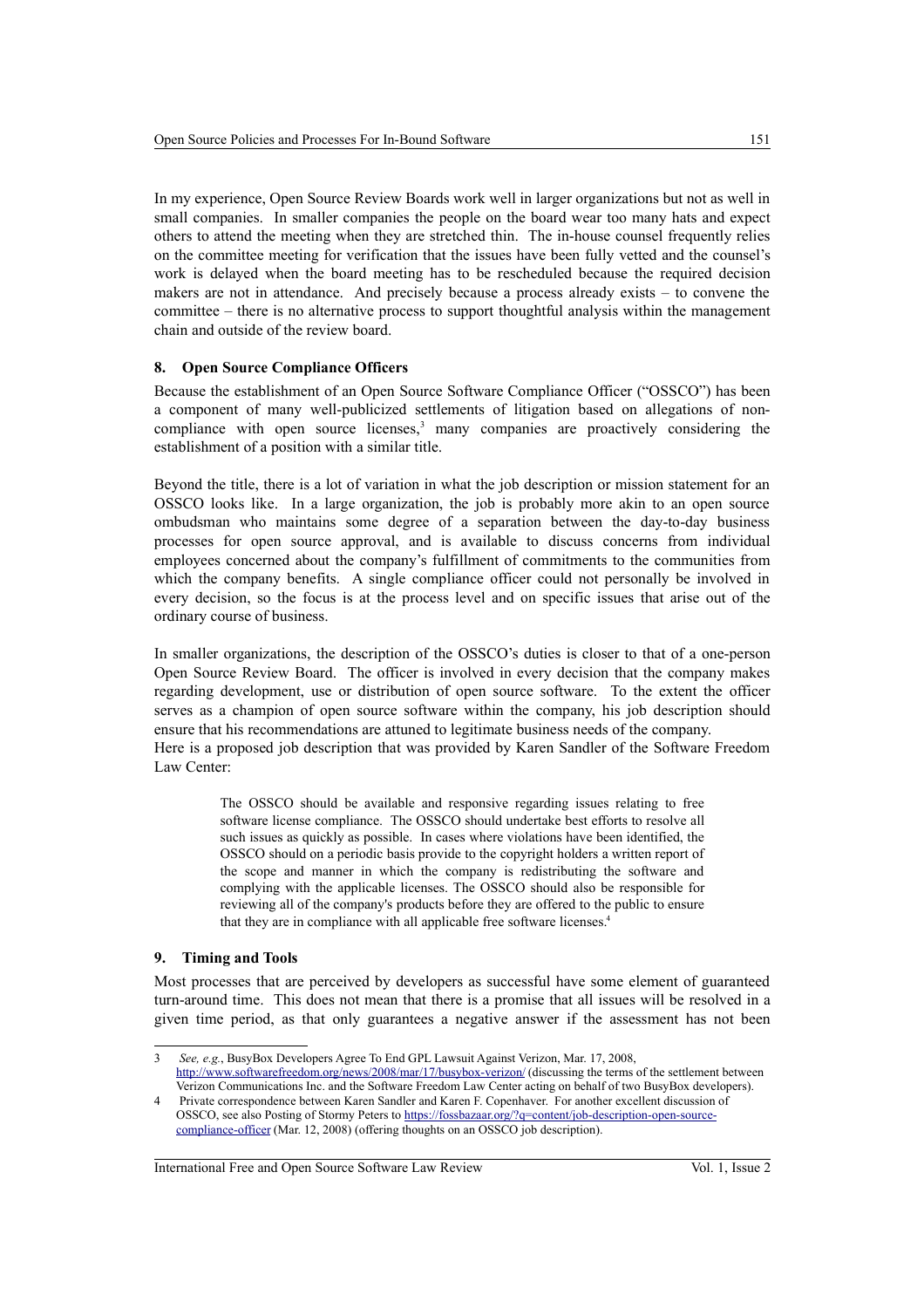In my experience, Open Source Review Boards work well in larger organizations but not as well in small companies. In smaller companies the people on the board wear too many hats and expect others to attend the meeting when they are stretched thin. The in-house counsel frequently relies on the committee meeting for verification that the issues have been fully vetted and the counsel's work is delayed when the board meeting has to be rescheduled because the required decision makers are not in attendance. And precisely because a process already exists – to convene the committee – there is no alternative process to support thoughtful analysis within the management chain and outside of the review board.

### 8. Open Source Compliance Officers

Because the establishment of an Open Source Software Compliance Officer ("OSSCO") has been a component of many well-publicized settlements of litigation based on allegations of non-compliance with open source licenses,[3] many companies are proactively considering the establishment of a position with a similar title.

Beyond the title, there is a lot of variation in what the job description or mission statement for an OSSCO looks like. In a large organization, the job is probably more akin to an open source ombudsman who maintains some degree of a separation between the day-to-day business processes for open source approval, and is available to discuss concerns from individual employees concerned about the company's fulfillment of commitments to the communities from which the company benefits. A single compliance officer could not personally be involved in every decision, so the focus is at the process level and on specific issues that arise out of the ordinary course of business.

In smaller organizations, the description of the OSSCO's duties is closer to that of a one-person Open Source Review Board. The officer is involved in every decision that the company makes regarding development, use or distribution of open source software. To the extent the officer serves as a champion of open source software within the company, his job description should ensure that his recommendations are attuned to legitimate business needs of the company.
Here is a proposed job description that was provided by Karen Sandler of the Software Freedom Law Center:

> The OSSCO should be available and responsive regarding issues relating to free software license compliance. The OSSCO should undertake best efforts to resolve all such issues as quickly as possible. In cases where violations have been identified, the OSSCO should on a periodic basis provide to the copyright holders a written report of the scope and manner in which the company is redistributing the software and complying with the applicable licenses. The OSSCO should also be responsible for reviewing all of the company's products before they are offered to the public to ensure that they are in compliance with all applicable free software licenses.[4]

### 9. Timing and Tools

Most processes that are perceived by developers as successful have some element of guaranteed turn-around time. This does not mean that there is a promise that all issues will be resolved in a given time period, as that only guarantees a negative answer if the assessment has not been

---

3 *See, e.g.*, BusyBox Developers Agree To End GPL Lawsuit Against Verizon, Mar. 17, 2008, http://www.softwarefreedom.org/news/2008/mar/17/busybox-verizon/ (discussing the terms of the settlement between Verizon Communications Inc. and the Software Freedom Law Center acting on behalf of two BusyBox developers).

4 Private correspondence between Karen Sandler and Karen F. Copenhaver. For another excellent discussion of OSSCO, see also Posting of Stormy Peters to https://fossbazaar.org/?q=content/job-description-open-source-compliance-officer (Mar. 12, 2008) (offering thoughts on an OSSCO job description).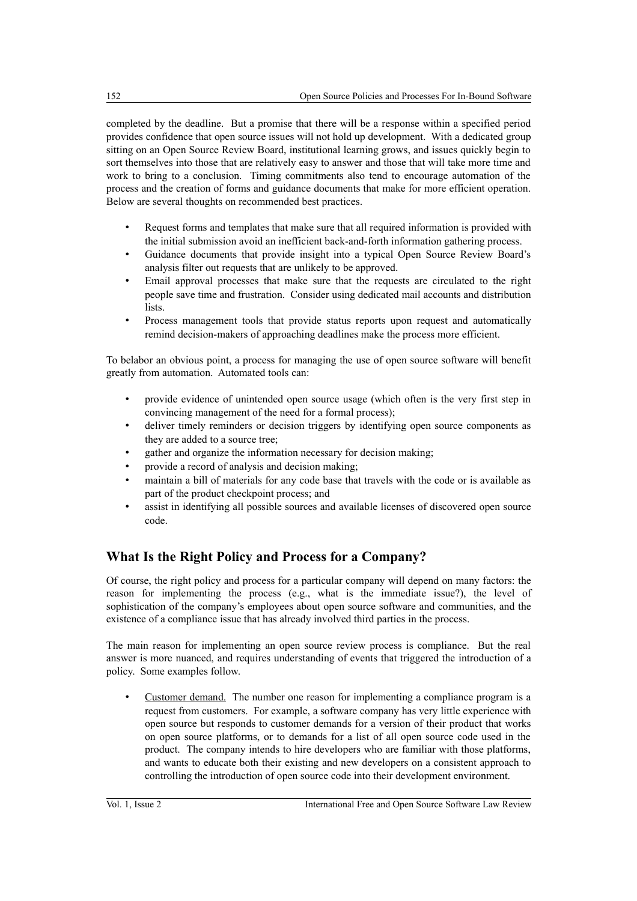completed by the deadline. But a promise that there will be a response within a specified period provides confidence that open source issues will not hold up development. With a dedicated group sitting on an Open Source Review Board, institutional learning grows, and issues quickly begin to sort themselves into those that are relatively easy to answer and those that will take more time and work to bring to a conclusion. Timing commitments also tend to encourage automation of the process and the creation of forms and guidance documents that make for more efficient operation. Below are several thoughts on recommended best practices.

- Request forms and templates that make sure that all required information is provided with the initial submission avoid an inefficient back-and-forth information gathering process.
- Guidance documents that provide insight into a typical Open Source Review Board's analysis filter out requests that are unlikely to be approved.
- Email approval processes that make sure that the requests are circulated to the right people save time and frustration. Consider using dedicated mail accounts and distribution lists.
- Process management tools that provide status reports upon request and automatically remind decision-makers of approaching deadlines make the process more efficient.

To belabor an obvious point, a process for managing the use of open source software will benefit greatly from automation. Automated tools can:

- provide evidence of unintended open source usage (which often is the very first step in convincing management of the need for a formal process);
- deliver timely reminders or decision triggers by identifying open source components as they are added to a source tree;
- gather and organize the information necessary for decision making;
- provide a record of analysis and decision making;
- maintain a bill of materials for any code base that travels with the code or is available as part of the product checkpoint process; and
- assist in identifying all possible sources and available licenses of discovered open source code.

## What Is the Right Policy and Process for a Company?

Of course, the right policy and process for a particular company will depend on many factors: the reason for implementing the process (e.g., what is the immediate issue?), the level of sophistication of the company's employees about open source software and communities, and the existence of a compliance issue that has already involved third parties in the process.

The main reason for implementing an open source review process is compliance. But the real answer is more nuanced, and requires understanding of events that triggered the introduction of a policy. Some examples follow.

- <u>Customer demand.</u> The number one reason for implementing a compliance program is a request from customers. For example, a software company has very little experience with open source but responds to customer demands for a version of their product that works on open source platforms, or to demands for a list of all open source code used in the product. The company intends to hire developers who are familiar with those platforms, and wants to educate both their existing and new developers on a consistent approach to controlling the introduction of open source code into their development environment.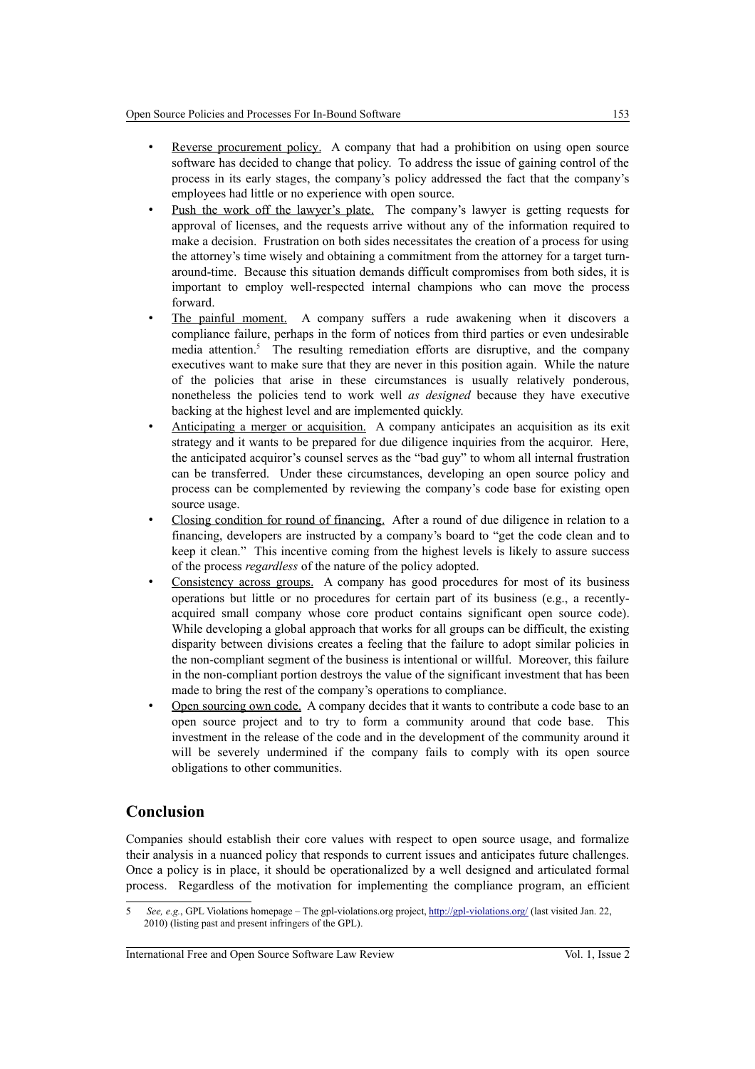- Reverse procurement policy. A company that had a prohibition on using open source software has decided to change that policy. To address the issue of gaining control of the process in its early stages, the company's policy addressed the fact that the company's employees had little or no experience with open source.
- Push the work off the lawyer's plate. The company's lawyer is getting requests for approval of licenses, and the requests arrive without any of the information required to make a decision. Frustration on both sides necessitates the creation of a process for using the attorney's time wisely and obtaining a commitment from the attorney for a target turn-around-time. Because this situation demands difficult compromises from both sides, it is important to employ well-respected internal champions who can move the process forward.
- The painful moment. A company suffers a rude awakening when it discovers a compliance failure, perhaps in the form of notices from third parties or even undesirable media attention.[5] The resulting remediation efforts are disruptive, and the company executives want to make sure that they are never in this position again. While the nature of the policies that arise in these circumstances is usually relatively ponderous, nonetheless the policies tend to work well *as designed* because they have executive backing at the highest level and are implemented quickly.
- Anticipating a merger or acquisition. A company anticipates an acquisition as its exit strategy and it wants to be prepared for due diligence inquiries from the acquiror. Here, the anticipated acquiror's counsel serves as the "bad guy" to whom all internal frustration can be transferred. Under these circumstances, developing an open source policy and process can be complemented by reviewing the company's code base for existing open source usage.
- Closing condition for round of financing. After a round of due diligence in relation to a financing, developers are instructed by a company's board to "get the code clean and to keep it clean." This incentive coming from the highest levels is likely to assure success of the process *regardless* of the nature of the policy adopted.
- Consistency across groups. A company has good procedures for most of its business operations but little or no procedures for certain part of its business (e.g., a recently-acquired small company whose core product contains significant open source code). While developing a global approach that works for all groups can be difficult, the existing disparity between divisions creates a feeling that the failure to adopt similar policies in the non-compliant segment of the business is intentional or willful. Moreover, this failure in the non-compliant portion destroys the value of the significant investment that has been made to bring the rest of the company's operations to compliance.
- Open sourcing own code. A company decides that it wants to contribute a code base to an open source project and to try to form a community around that code base. This investment in the release of the code and in the development of the community around it will be severely undermined if the company fails to comply with its open source obligations to other communities.

## Conclusion

Companies should establish their core values with respect to open source usage, and formalize their analysis in a nuanced policy that responds to current issues and anticipates future challenges. Once a policy is in place, it should be operationalized by a well designed and articulated formal process. Regardless of the motivation for implementing the compliance program, an efficient

---

5 *See, e.g.*, GPL Violations homepage – The gpl-violations.org project, http://gpl-violations.org/ (last visited Jan. 22, 2010) (listing past and present infringers of the GPL).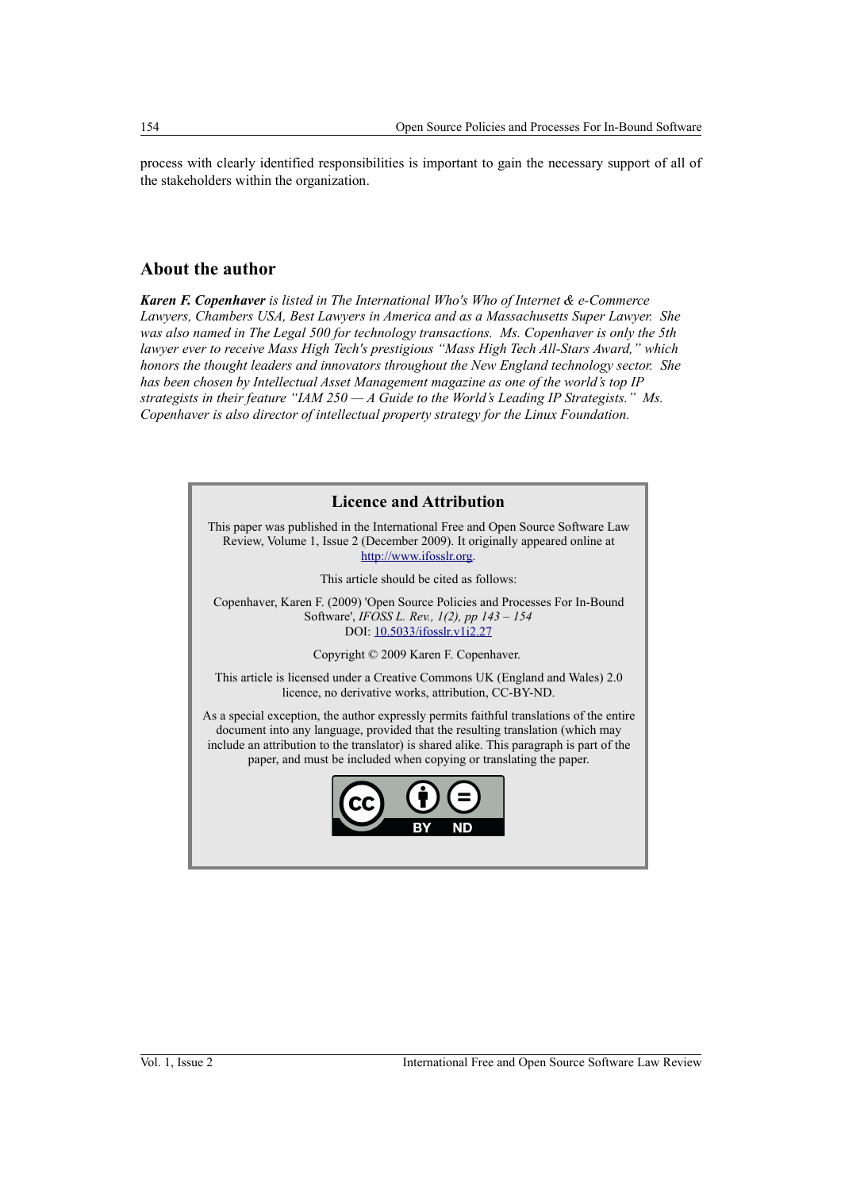process with clearly identified responsibilities is important to gain the necessary support of all of the stakeholders within the organization.

## About the author

***Karen F. Copenhaver*** *is listed in The International Who's Who of Internet & e-Commerce Lawyers, Chambers USA, Best Lawyers in America and as a Massachusetts Super Lawyer. She was also named in The Legal 500 for technology transactions. Ms. Copenhaver is only the 5th lawyer ever to receive Mass High Tech's prestigious "Mass High Tech All-Stars Award," which honors the thought leaders and innovators throughout the New England technology sector. She has been chosen by Intellectual Asset Management magazine as one of the world's top IP strategists in their feature "IAM 250 — A Guide to the World's Leading IP Strategists." Ms. Copenhaver is also director of intellectual property strategy for the Linux Foundation.*

### Licence and Attribution

This paper was published in the International Free and Open Source Software Law Review, Volume 1, Issue 2 (December 2009). It originally appeared online at http://www.ifosslr.org.

This article should be cited as follows:

Copenhaver, Karen F. (2009) 'Open Source Policies and Processes For In-Bound Software', *IFOSS L. Rev., 1(2), pp 143 – 154*
DOI: 10.5033/ifosslr.v1i2.27

Copyright © 2009 Karen F. Copenhaver.

This article is licensed under a Creative Commons UK (England and Wales) 2.0 licence, no derivative works, attribution, CC-BY-ND.

As a special exception, the author expressly permits faithful translations of the entire document into any language, provided that the resulting translation (which may include an attribution to the translator) is shared alike. This paragraph is part of the paper, and must be included when copying or translating the paper.